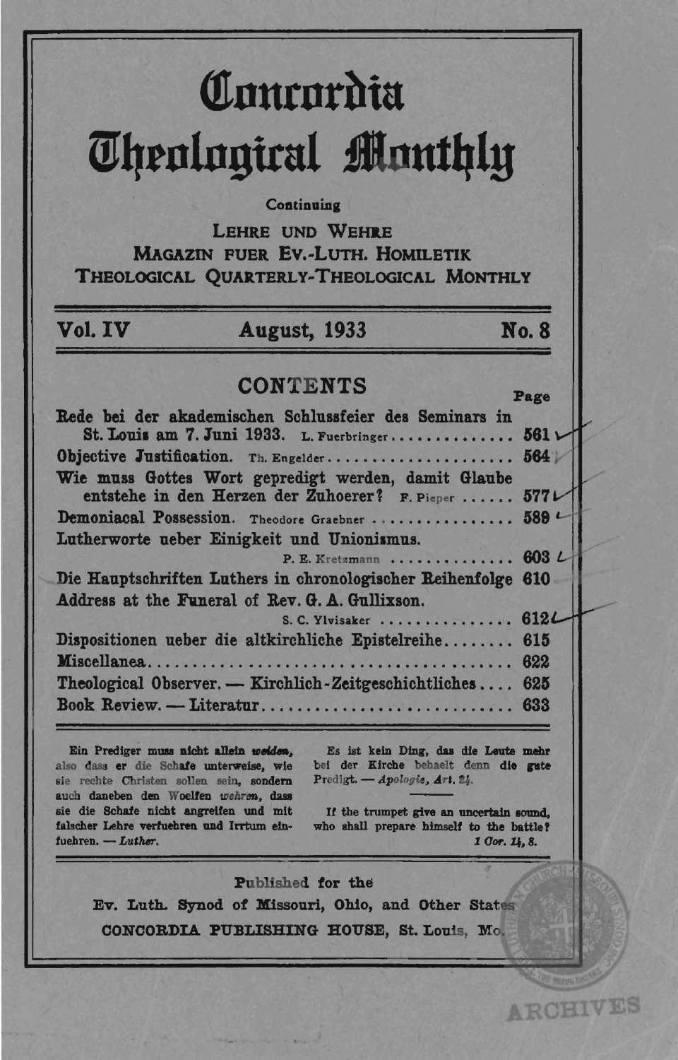# Concordia Theological Monthly

Continuing

LEHRE UND WEHRE
MAGAZIN FUER EV.-LUTH. HOMILETIK
THEOLOGICAL QUARTERLY-THEOLOGICAL MONTHLY

**Vol. IV** **August, 1933** **No. 8**

## CONTENTS

| | Page |
|---|---|
| Rede bei der akademischen Schlussfeier des Seminars in St. Louis am 7. Juni 1933. L. Fuerbringer | 561 |
| Objective Justification. Th. Engelder | 564 |
| Wie muss Gottes Wort gepredigt werden, damit Glaube entstehe in den Herzen der Zuhoerer? F. Pieper | 577 |
| Demoniacal Possession. Theodore Graebner | 589 |
| Lutherworte ueber Einigkeit und Unionismus. P. E. Kretzmann | 603 |
| Die Hauptschriften Luthers in chronologischer Reihenfolge | 610 |
| Address at the Funeral of Rev. G. A. Gullixson. S. C. Ylvisaker | 612 |
| Dispositionen ueber die altkirchliche Epistelreihe | 615 |
| Miscellanea | 622 |
| Theological Observer. — Kirchlich-Zeitgeschichtliches | 625 |
| Book Review. — Literatur | 633 |

Ein Prediger muss nicht allein *weiden*, also dass er die Schafe unterweise, wie sie rechte Christen sollen sein, sondern auch daneben den Woelfen *wehren*, dass sie die Schafe nicht angreifen und mit falscher Lehre verfuehren und Irrtum einfuehren. — *Luther.*

Es ist kein Ding, das die Leute mehr bei der Kirche behaelt denn die gute Predigt. — *Apologie, Art. 24.*

If the trumpet give an uncertain sound, who shall prepare himself to the battle? *1 Cor. 14, 8.*

Published for the
Ev. Luth. Synod of Missouri, Ohio, and Other States
CONCORDIA PUBLISHING HOUSE, St. Louis, Mo.

ARCHIVES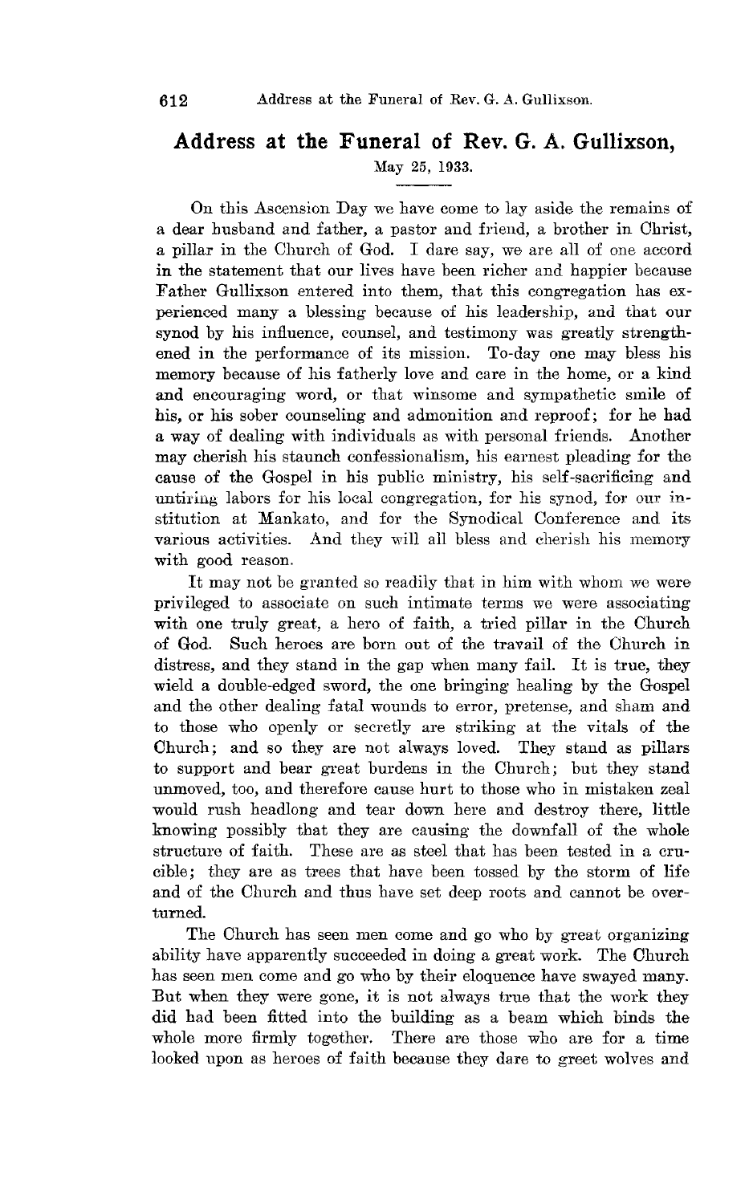# Address at the Funeral of Rev. G. A. Gullixson,

May 25, 1933.

On this Ascension Day we have come to lay aside the remains of a dear husband and father, a pastor and friend, a brother in Christ, a pillar in the Church of God. I dare say, we are all of one accord in the statement that our lives have been richer and happier because Father Gullixson entered into them, that this congregation has experienced many a blessing because of his leadership, and that our synod by his influence, counsel, and testimony was greatly strengthened in the performance of its mission. To-day one may bless his memory because of his fatherly love and care in the home, or a kind and encouraging word, or that winsome and sympathetic smile of his, or his sober counseling and admonition and reproof; for he had a way of dealing with individuals as with personal friends. Another may cherish his staunch confessionalism, his earnest pleading for the cause of the Gospel in his public ministry, his self-sacrificing and untiring labors for his local congregation, for his synod, for our institution at Mankato, and for the Synodical Conference and its various activities. And they will all bless and cherish his memory with good reason.

It may not be granted so readily that in him with whom we were privileged to associate on such intimate terms we were associating with one truly great, a hero of faith, a tried pillar in the Church of God. Such heroes are born out of the travail of the Church in distress, and they stand in the gap when many fail. It is true, they wield a double-edged sword, the one bringing healing by the Gospel and the other dealing fatal wounds to error, pretense, and sham and to those who openly or secretly are striking at the vitals of the Church; and so they are not always loved. They stand as pillars to support and bear great burdens in the Church; but they stand unmoved, too, and therefore cause hurt to those who in mistaken zeal would rush headlong and tear down here and destroy there, little knowing possibly that they are causing the downfall of the whole structure of faith. These are as steel that has been tested in a crucible; they are as trees that have been tossed by the storm of life and of the Church and thus have set deep roots and cannot be overturned.

The Church has seen men come and go who by great organizing ability have apparently succeeded in doing a great work. The Church has seen men come and go who by their eloquence have swayed many. But when they were gone, it is not always true that the work they did had been fitted into the building as a beam which binds the whole more firmly together. There are those who are for a time looked upon as heroes of faith because they dare to greet wolves and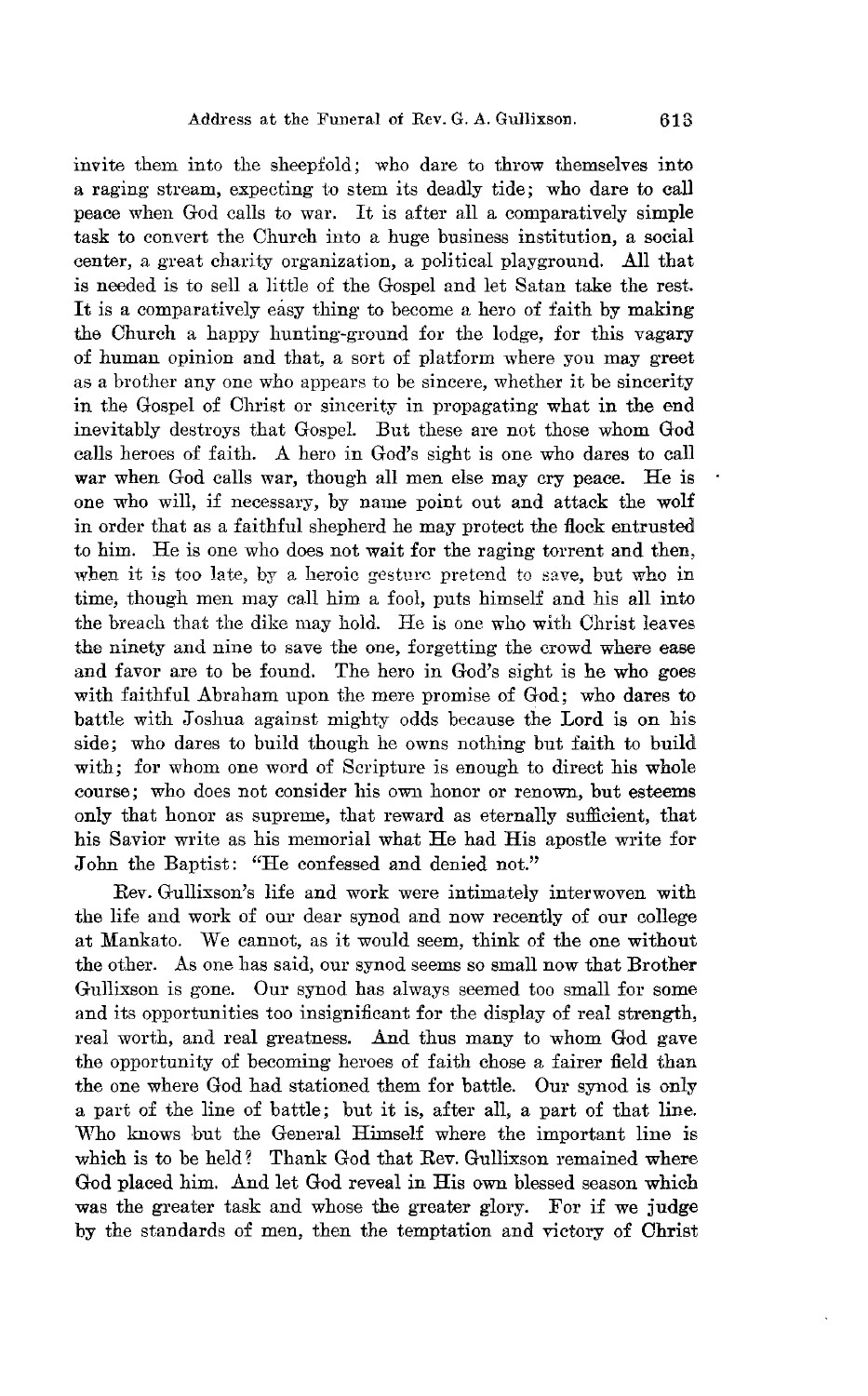invite them into the sheepfold; who dare to throw themselves into a raging stream, expecting to stem its deadly tide; who dare to call peace when God calls to war. It is after all a comparatively simple task to convert the Church into a huge business institution, a social center, a great charity organization, a political playground. All that is needed is to sell a little of the Gospel and let Satan take the rest. It is a comparatively easy thing to become a hero of faith by making the Church a happy hunting-ground for the lodge, for this vagary of human opinion and that, a sort of platform where you may greet as a brother any one who appears to be sincere, whether it be sincerity in the Gospel of Christ or sincerity in propagating what in the end inevitably destroys that Gospel. But these are not those whom God calls heroes of faith. A hero in God's sight is one who dares to call war when God calls war, though all men else may cry peace. He is one who will, if necessary, by name point out and attack the wolf in order that as a faithful shepherd he may protect the flock entrusted to him. He is one who does not wait for the raging torrent and then, when it is too late, by a heroic gesture pretend to save, but who in time, though men may call him a fool, puts himself and his all into the breach that the dike may hold. He is one who with Christ leaves the ninety and nine to save the one, forgetting the crowd where ease and favor are to be found. The hero in God's sight is he who goes with faithful Abraham upon the mere promise of God; who dares to battle with Joshua against mighty odds because the Lord is on his side; who dares to build though he owns nothing but faith to build with; for whom one word of Scripture is enough to direct his whole course; who does not consider his own honor or renown, but esteems only that honor as supreme, that reward as eternally sufficient, that his Savior write as his memorial what He had His apostle write for John the Baptist: "He confessed and denied not."

Rev. Gullixson's life and work were intimately interwoven with the life and work of our dear synod and now recently of our college at Mankato. We cannot, as it would seem, think of the one without the other. As one has said, our synod seems so small now that Brother Gullixson is gone. Our synod has always seemed too small for some and its opportunities too insignificant for the display of real strength, real worth, and real greatness. And thus many to whom God gave the opportunity of becoming heroes of faith chose a fairer field than the one where God had stationed them for battle. Our synod is only a part of the line of battle; but it is, after all, a part of that line. Who knows but the General Himself where the important line is which is to be held? Thank God that Rev. Gullixson remained where God placed him. And let God reveal in His own blessed season which was the greater task and whose the greater glory. For if we judge by the standards of men, then the temptation and victory of Christ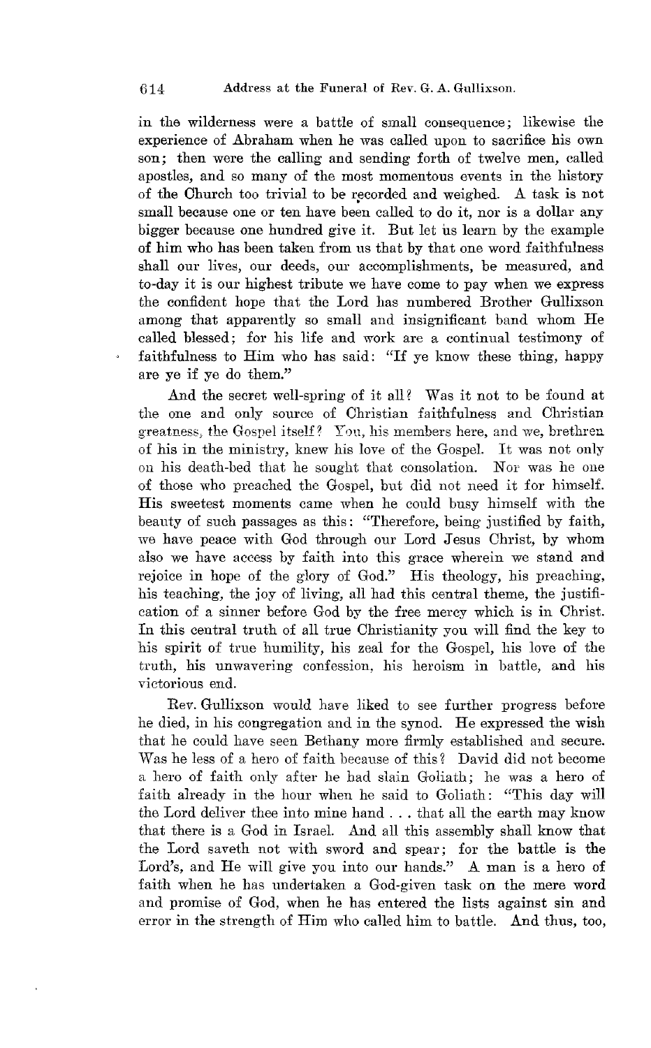in the wilderness were a battle of small consequence; likewise the experience of Abraham when he was called upon to sacrifice his own son; then were the calling and sending forth of twelve men, called apostles, and so many of the most momentous events in the history of the Church too trivial to be recorded and weighed. A task is not small because one or ten have been called to do it, nor is a dollar any bigger because one hundred give it. But let us learn by the example of him who has been taken from us that by that one word faithfulness shall our lives, our deeds, our accomplishments, be measured, and to-day it is our highest tribute we have come to pay when we express the confident hope that the Lord has numbered Brother Gullixson among that apparently so small and insignificant band whom He called blessed; for his life and work are a continual testimony of faithfulness to Him who has said: "If ye know these thing, happy are ye if ye do them."

And the secret well-spring of it all? Was it not to be found at the one and only source of Christian faithfulness and Christian greatness, the Gospel itself? You, his members here, and we, brethren of his in the ministry, knew his love of the Gospel. It was not only on his death-bed that he sought that consolation. Nor was he one of those who preached the Gospel, but did not need it for himself. His sweetest moments came when he could busy himself with the beauty of such passages as this: "Therefore, being justified by faith, we have peace with God through our Lord Jesus Christ, by whom also we have access by faith into this grace wherein we stand and rejoice in hope of the glory of God." His theology, his preaching, his teaching, the joy of living, all had this central theme, the justification of a sinner before God by the free mercy which is in Christ. In this central truth of all true Christianity you will find the key to his spirit of true humility, his zeal for the Gospel, his love of the truth, his unwavering confession, his heroism in battle, and his victorious end.

Rev. Gullixson would have liked to see further progress before he died, in his congregation and in the synod. He expressed the wish that he could have seen Bethany more firmly established and secure. Was he less of a hero of faith because of this? David did not become a hero of faith only after he had slain Goliath; he was a hero of faith already in the hour when he said to Goliath: "This day will the Lord deliver thee into mine hand . . . that all the earth may know that there is a God in Israel. And all this assembly shall know that the Lord saveth not with sword and spear; for the battle is the Lord's, and He will give you into our hands." A man is a hero of faith when he has undertaken a God-given task on the mere word and promise of God, when he has entered the lists against sin and error in the strength of Him who called him to battle. And thus, too,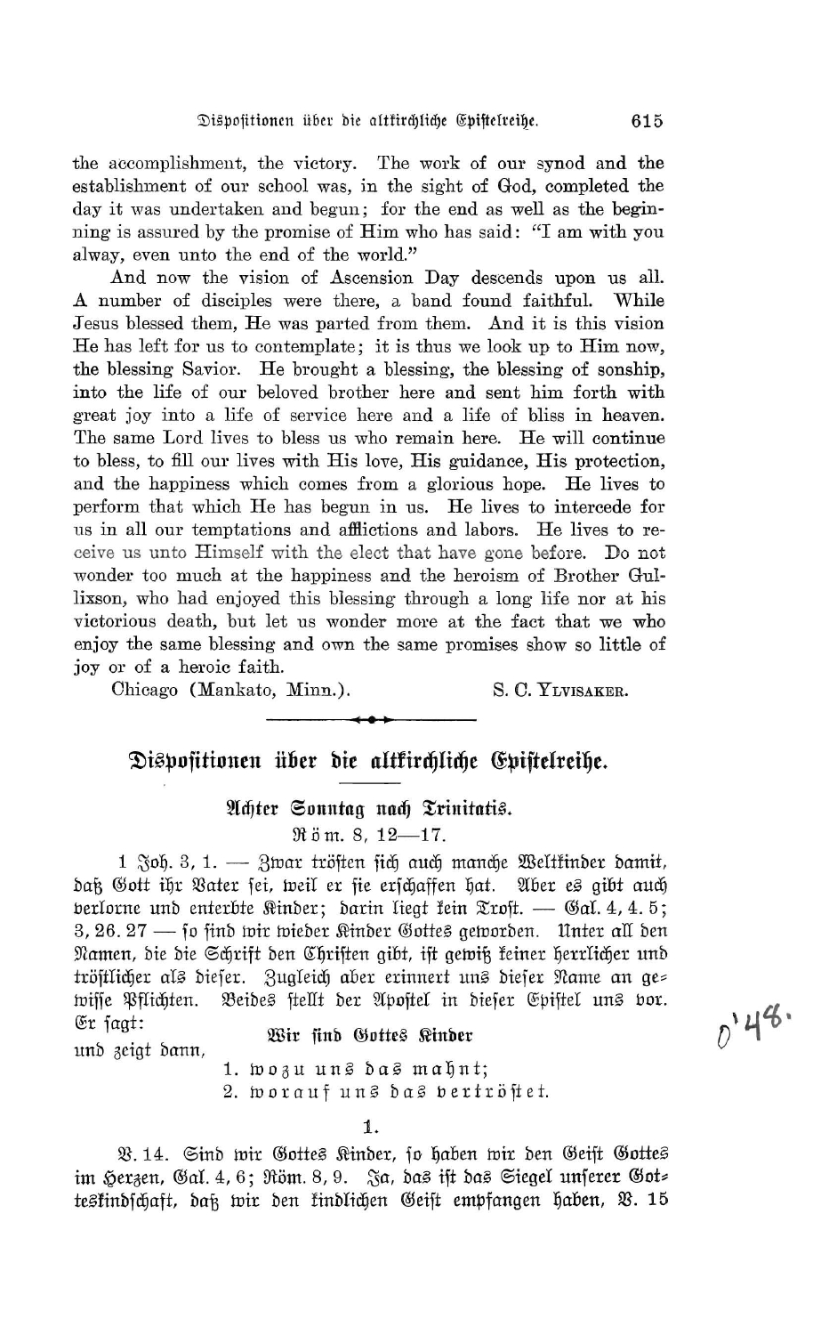the accomplishment, the victory. The work of our synod and the establishment of our school was, in the sight of God, completed the day it was undertaken and begun; for the end as well as the beginning is assured by the promise of Him who has said: "I am with you alway, even unto the end of the world."

And now the vision of Ascension Day descends upon us all. A number of disciples were there, a band found faithful. While Jesus blessed them, He was parted from them. And it is this vision He has left for us to contemplate; it is thus we look up to Him now, the blessing Savior. He brought a blessing, the blessing of sonship, into the life of our beloved brother here and sent him forth with great joy into a life of service here and a life of bliss in heaven. The same Lord lives to bless us who remain here. He will continue to bless, to fill our lives with His love, His guidance, His protection, and the happiness which comes from a glorious hope. He lives to perform that which He has begun in us. He lives to intercede for us in all our temptations and afflictions and labors. He lives to receive us unto Himself with the elect that have gone before. Do not wonder too much at the happiness and the heroism of Brother Gullixson, who had enjoyed this blessing through a long life nor at his victorious death, but let us wonder more at the fact that we who enjoy the same blessing and own the same promises show so little of joy or of a heroic faith.

Chicago (Mankato, Minn.). S. C. YLVISAKER.

---

# Dispositionen über die altkirchliche Epistelreihe.

## Achter Sonntag nach Trinitatis.

Röm. 8, 12—17.

1 Joh. 3, 1. — Zwar trösten sich auch manche Weltkinder damit, daß Gott ihr Vater sei, weil er sie erschaffen hat. Aber es gibt auch verlorne und enterbte Kinder; darin liegt kein Trost. — Gal. 4, 4. 5; 3, 26. 27 — so sind wir wieder Kinder Gottes geworden. Unter all den Namen, die die Schrift den Christen gibt, ist gewiß keiner herrlicher und tröstlicher als dieser. Zugleich aber erinnert uns dieser Name an gewisse Pflichten. Beides stellt der Apostel in dieser Epistel uns vor. Er sagt:

**Wir sind Gottes Kinder**

und zeigt dann,

1. wozu uns das mahnt;
2. worauf uns das vertröstet.

1.

V. 14. Sind wir Gottes Kinder, so haben wir den Geist Gottes im Herzen, Gal. 4, 6; Röm. 8, 9. Ja, das ist das Siegel unserer Gotteskindschaft, daß wir den kindlichen Geist empfangen haben, V. 15